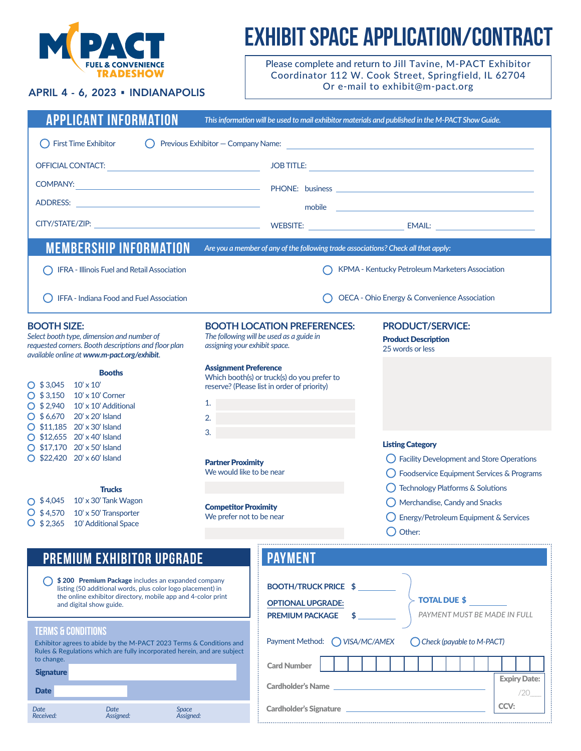M-PACT FUEL & CONVENIENCE TRADESHOW

APRIL 4 - 6, 2023 ▪ INDIANAPOLIS

# EXHIBIT SPACE APPLICATION/CONTRACT

Please complete and return to Jill Tavine, M-PACT Exhibitor Coordinator 112 W. Cook Street, Springfield, IL 62704
Or e-mail to exhibit@m-pact.org

## APPLICANT INFORMATION

*This information will be used to mail exhibitor materials and published in the M-PACT Show Guide.*

○ First Time Exhibitor ○ Previous Exhibitor — Company Name: ______________________

OFFICIAL CONTACT: ______________________ JOB TITLE: ______________________

COMPANY: ______________________ PHONE: business ______________________

ADDRESS: ______________________ mobile ______________________

CITY/STATE/ZIP: ______________________ WEBSITE: ______________ EMAIL: ______________

## MEMBERSHIP INFORMATION

*Are you a member of any of the following trade associations? Check all that apply:*

○ IFRA - Illinois Fuel and Retail Association
○ IFFA - Indiana Food and Fuel Association
○ KPMA - Kentucky Petroleum Marketers Association
○ OECA - Ohio Energy & Convenience Association

### BOOTH SIZE:

*Select booth type, dimension and number of requested corners. Booth descriptions and floor plan available online at **www.m-pact.org/exhibit**.*

**Booths**

○ $ 3,045 10' x 10'
○ $ 3,150 10' x 10' Corner
○ $ 2,940 10' x 10' Additional
○ $ 6,670 20' x 20' Island
○ $11,185 20' x 30' Island
○ $12,655 20' x 40' Island
○ $17,170 20' x 50' Island
○ $22,420 20' x 60' Island

**Trucks**

○ $ 4,045 10' x 30' Tank Wagon
○ $ 4,570 10' x 50' Transporter
○ $ 2,365 10' Additional Space

### BOOTH LOCATION PREFERENCES:

*The following will be used as a guide in assigning your exhibit space.*

**Assignment Preference**
Which booth(s) or truck(s) do you prefer to reserve? (Please list in order of priority)

1. ______________________
2. ______________________
3. ______________________

**Partner Proximity**
We would like to be near ______________________

**Competitor Proximity**
We prefer not to be near ______________________

### PRODUCT/SERVICE:

**Product Description**
25 words or less

______________________

**Listing Category**

○ Facility Development and Store Operations
○ Foodservice Equipment Services & Programs
○ Technology Platforms & Solutions
○ Merchandise, Candy and Snacks
○ Energy/Petroleum Equipment & Services
○ Other:

## PREMIUM EXHIBITOR UPGRADE

○ **$ 200 Premium Package** includes an expanded company listing (50 additional words, plus color logo placement) in the online exhibitor directory, mobile app and 4-color print and digital show guide.

### TERMS & CONDITIONS

Exhibitor agrees to abide by the M-PACT 2023 Terms & Conditions and Rules & Regulations which are fully incorporated herein, and are subject to change.

**Signature** ______________________

**Date** ______________________

*Date Received:* *Date Assigned:* *Space Assigned:*

## PAYMENT

**BOOTH/TRUCK PRICE** $ __________

**OPTIONAL UPGRADE:**
**PREMIUM PACKAGE** $ __________

**TOTAL DUE** $ __________

*PAYMENT MUST BE MADE IN FULL*

Payment Method: ○ *VISA/MC/AMEX* ○ *Check (payable to M-PACT)*

**Card Number** ______________________

**Cardholder's Name** ______________________

**Cardholder's Signature** ______________________

**Expiry Date:** /20___

**CCV:**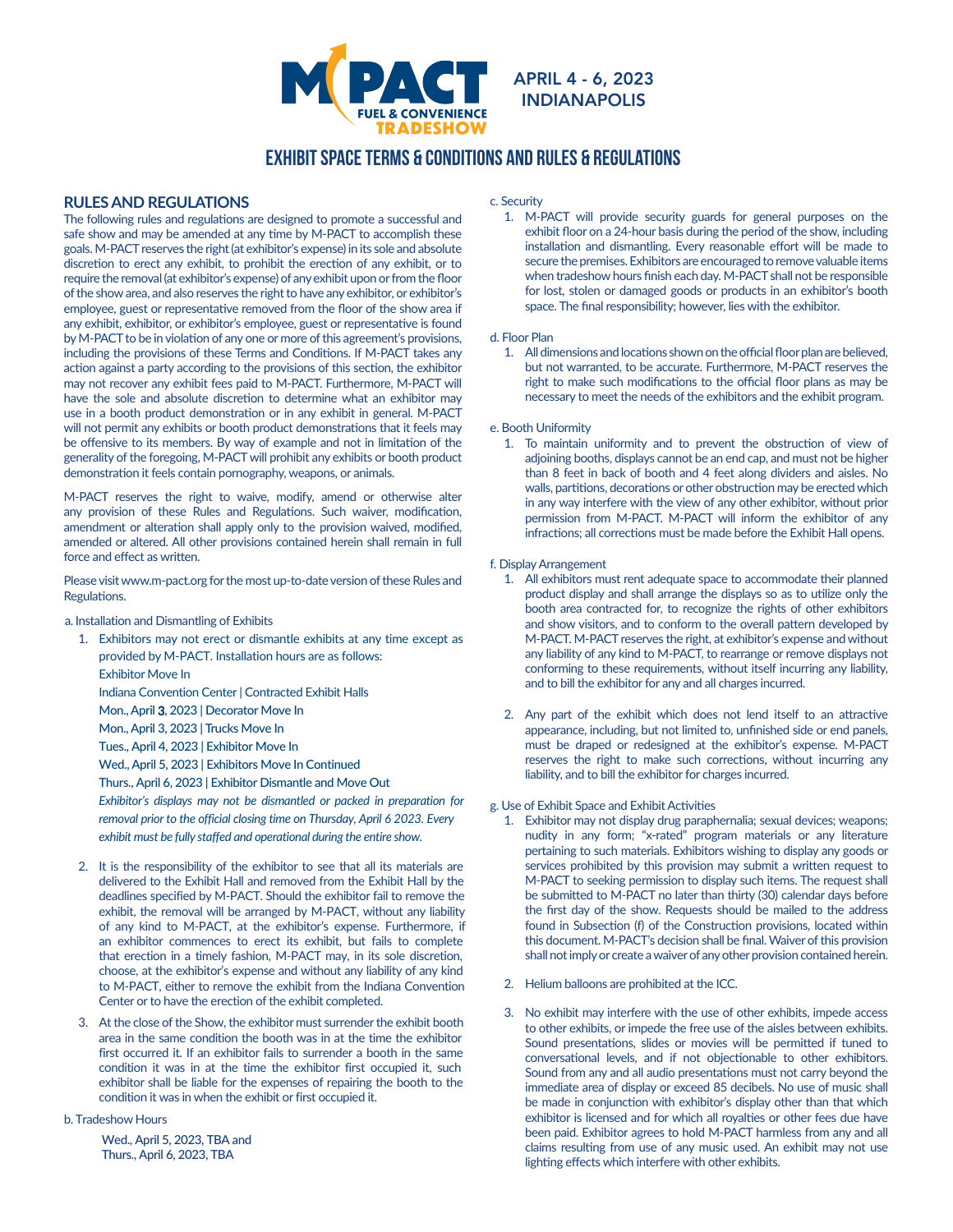M-PACT FUEL & CONVENIENCE TRADESHOW

**APRIL 4 - 6, 2023**
**INDIANAPOLIS**

# EXHIBIT SPACE TERMS & CONDITIONS AND RULES & REGULATIONS

## RULES AND REGULATIONS

The following rules and regulations are designed to promote a successful and safe show and may be amended at any time by M-PACT to accomplish these goals. M-PACT reserves the right (at exhibitor's expense) in its sole and absolute discretion to erect any exhibit, to prohibit the erection of any exhibit, or to require the removal (at exhibitor's expense) of any exhibit upon or from the floor of the show area, and also reserves the right to have any exhibitor, or exhibitor's employee, guest or representative removed from the floor of the show area if any exhibit, exhibitor, or exhibitor's employee, guest or representative is found by M-PACT to be in violation of any one or more of this agreement's provisions, including the provisions of these Terms and Conditions. If M-PACT takes any action against a party according to the provisions of this section, the exhibitor may not recover any exhibit fees paid to M-PACT. Furthermore, M-PACT will have the sole and absolute discretion to determine what an exhibitor may use in a booth product demonstration or in any exhibit in general. M-PACT will not permit any exhibits or booth product demonstrations that it feels may be offensive to its members. By way of example and not in limitation of the generality of the foregoing, M-PACT will prohibit any exhibits or booth product demonstration it feels contain pornography, weapons, or animals.

M-PACT reserves the right to waive, modify, amend or otherwise alter any provision of these Rules and Regulations. Such waiver, modification, amendment or alteration shall apply only to the provision waived, modified, amended or altered. All other provisions contained herein shall remain in full force and effect as written.

Please visit www.m-pact.org for the most up-to-date version of these Rules and Regulations.

a. Installation and Dismantling of Exhibits

1. Exhibitors may not erect or dismantle exhibits at any time except as provided by M-PACT. Installation hours are as follows:

   Exhibitor Move In

   Indiana Convention Center | Contracted Exhibit Halls

   Mon., April **3**, 2023 | Decorator Move In

   Mon., April 3, 2023 | Trucks Move In

   Tues., April 4, 2023 | Exhibitor Move In

   Wed., April 5, 2023 | Exhibitors Move In Continued

   Thurs., April 6, 2023 | Exhibitor Dismantle and Move Out

   *Exhibitor's displays may not be dismantled or packed in preparation for removal prior to the official closing time on Thursday, April 6 2023. Every exhibit must be fully staffed and operational during the entire show.*

2. It is the responsibility of the exhibitor to see that all its materials are delivered to the Exhibit Hall and removed from the Exhibit Hall by the deadlines specified by M-PACT. Should the exhibitor fail to remove the exhibit, the removal will be arranged by M-PACT, without any liability of any kind to M-PACT, at the exhibitor's expense. Furthermore, if an exhibitor commences to erect its exhibit, but fails to complete that erection in a timely fashion, M-PACT may, in its sole discretion, choose, at the exhibitor's expense and without any liability of any kind to M-PACT, either to remove the exhibit from the Indiana Convention Center or to have the erection of the exhibit completed.

3. At the close of the Show, the exhibitor must surrender the exhibit booth area in the same condition the booth was in at the time the exhibitor first occurred it. If an exhibitor fails to surrender a booth in the same condition it was in at the time the exhibitor first occupied it, such exhibitor shall be liable for the expenses of repairing the booth to the condition it was in when the exhibit or first occupied it.

b. Tradeshow Hours

Wed., April 5, 2023, TBA and
Thurs., April 6, 2023, TBA

c. Security

1. M-PACT will provide security guards for general purposes on the exhibit floor on a 24-hour basis during the period of the show, including installation and dismantling. Every reasonable effort will be made to secure the premises. Exhibitors are encouraged to remove valuable items when tradeshow hours finish each day. M-PACT shall not be responsible for lost, stolen or damaged goods or products in an exhibitor's booth space. The final responsibility; however, lies with the exhibitor.

d. Floor Plan

1. All dimensions and locations shown on the official floor plan are believed, but not warranted, to be accurate. Furthermore, M-PACT reserves the right to make such modifications to the official floor plans as may be necessary to meet the needs of the exhibitors and the exhibit program.

e. Booth Uniformity

1. To maintain uniformity and to prevent the obstruction of view of adjoining booths, displays cannot be an end cap, and must not be higher than 8 feet in back of booth and 4 feet along dividers and aisles. No walls, partitions, decorations or other obstruction may be erected which in any way interfere with the view of any other exhibitor, without prior permission from M-PACT. M-PACT will inform the exhibitor of any infractions; all corrections must be made before the Exhibit Hall opens.

f. Display Arrangement

1. All exhibitors must rent adequate space to accommodate their planned product display and shall arrange the displays so as to utilize only the booth area contracted for, to recognize the rights of other exhibitors and show visitors, and to conform to the overall pattern developed by M-PACT. M-PACT reserves the right, at exhibitor's expense and without any liability of any kind to M-PACT, to rearrange or remove displays not conforming to these requirements, without itself incurring any liability, and to bill the exhibitor for any and all charges incurred.

2. Any part of the exhibit which does not lend itself to an attractive appearance, including, but not limited to, unfinished side or end panels, must be draped or redesigned at the exhibitor's expense. M-PACT reserves the right to make such corrections, without incurring any liability, and to bill the exhibitor for charges incurred.

g. Use of Exhibit Space and Exhibit Activities

1. Exhibitor may not display drug paraphernalia; sexual devices; weapons; nudity in any form; "x-rated" program materials or any literature pertaining to such materials. Exhibitors wishing to display any goods or services prohibited by this provision may submit a written request to M-PACT to seeking permission to display such items. The request shall be submitted to M-PACT no later than thirty (30) calendar days before the first day of the show. Requests should be mailed to the address found in Subsection (f) of the Construction provisions, located within this document. M-PACT's decision shall be final. Waiver of this provision shall not imply or create a waiver of any other provision contained herein.

2. Helium balloons are prohibited at the ICC.

3. No exhibit may interfere with the use of other exhibits, impede access to other exhibits, or impede the free use of the aisles between exhibits. Sound presentations, slides or movies will be permitted if tuned to conversational levels, and if not objectionable to other exhibitors. Sound from any and all audio presentations must not carry beyond the immediate area of display or exceed 85 decibels. No use of music shall be made in conjunction with exhibitor's display other than that which exhibitor is licensed and for which all royalties or other fees due have been paid. Exhibitor agrees to hold M-PACT harmless from any and all claims resulting from use of any music used. An exhibit may not use lighting effects which interfere with other exhibits.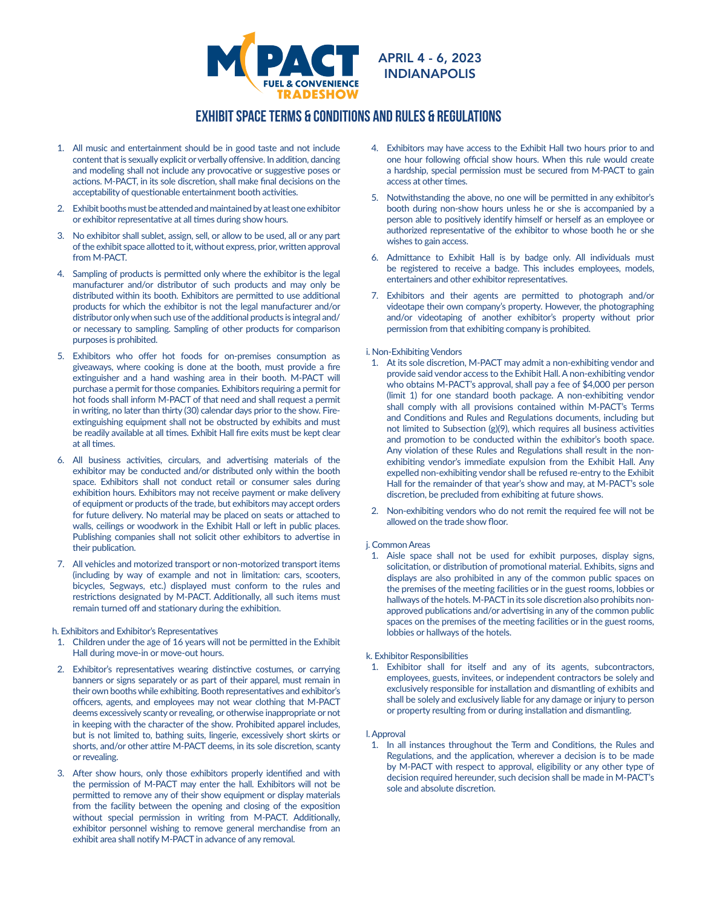# EXHIBIT SPACE TERMS & CONDITIONS AND RULES & REGULATIONS

1. All music and entertainment should be in good taste and not include content that is sexually explicit or verbally offensive. In addition, dancing and modeling shall not include any provocative or suggestive poses or actions. M-PACT, in its sole discretion, shall make final decisions on the acceptability of questionable entertainment booth activities.
2. Exhibit booths must be attended and maintained by at least one exhibitor or exhibitor representative at all times during show hours.
3. No exhibitor shall sublet, assign, sell, or allow to be used, all or any part of the exhibit space allotted to it, without express, prior, written approval from M-PACT.
4. Sampling of products is permitted only where the exhibitor is the legal manufacturer and/or distributor of such products and may only be distributed within its booth. Exhibitors are permitted to use additional products for which the exhibitor is not the legal manufacturer and/or distributor only when such use of the additional products is integral and/or necessary to sampling. Sampling of other products for comparison purposes is prohibited.
5. Exhibitors who offer hot foods for on-premises consumption as giveaways, where cooking is done at the booth, must provide a fire extinguisher and a hand washing area in their booth. M-PACT will purchase a permit for those companies. Exhibitors requiring a permit for hot foods shall inform M-PACT of that need and shall request a permit in writing, no later than thirty (30) calendar days prior to the show. Fire-extinguishing equipment shall not be obstructed by exhibits and must be readily available at all times. Exhibit Hall fire exits must be kept clear at all times.
6. All business activities, circulars, and advertising materials of the exhibitor may be conducted and/or distributed only within the booth space. Exhibitors shall not conduct retail or consumer sales during exhibition hours. Exhibitors may not receive payment or make delivery of equipment or products of the trade, but exhibitors may accept orders for future delivery. No material may be placed on seats or attached to walls, ceilings or woodwork in the Exhibit Hall or left in public places. Publishing companies shall not solicit other exhibitors to advertise in their publication.
7. All vehicles and motorized transport or non-motorized transport items (including by way of example and not in limitation: cars, scooters, bicycles, Segways, etc.) displayed must conform to the rules and restrictions designated by M-PACT. Additionally, all such items must remain turned off and stationary during the exhibition.

h. Exhibitors and Exhibitor's Representatives

1. Children under the age of 16 years will not be permitted in the Exhibit Hall during move-in or move-out hours.
2. Exhibitor's representatives wearing distinctive costumes, or carrying banners or signs separately or as part of their apparel, must remain in their own booths while exhibiting. Booth representatives and exhibitor's officers, agents, and employees may not wear clothing that M-PACT deems excessively scanty or revealing, or otherwise inappropriate or not in keeping with the character of the show. Prohibited apparel includes, but is not limited to, bathing suits, lingerie, excessively short skirts or shorts, and/or other attire M-PACT deems, in its sole discretion, scanty or revealing.
3. After show hours, only those exhibitors properly identified and with the permission of M-PACT may enter the hall. Exhibitors will not be permitted to remove any of their show equipment or display materials from the facility between the opening and closing of the exposition without special permission in writing from M-PACT. Additionally, exhibitor personnel wishing to remove general merchandise from an exhibit area shall notify M-PACT in advance of any removal.
4. Exhibitors may have access to the Exhibit Hall two hours prior to and one hour following official show hours. When this rule would create a hardship, special permission must be secured from M-PACT to gain access at other times.
5. Notwithstanding the above, no one will be permitted in any exhibitor's booth during non-show hours unless he or she is accompanied by a person able to positively identify himself or herself as an employee or authorized representative of the exhibitor to whose booth he or she wishes to gain access.
6. Admittance to Exhibit Hall is by badge only. All individuals must be registered to receive a badge. This includes employees, models, entertainers and other exhibitor representatives.
7. Exhibitors and their agents are permitted to photograph and/or videotape their own company's property. However, the photographing and/or videotaping of another exhibitor's property without prior permission from that exhibiting company is prohibited.

i. Non-Exhibiting Vendors

1. At its sole discretion, M-PACT may admit a non-exhibiting vendor and provide said vendor access to the Exhibit Hall. A non-exhibiting vendor who obtains M-PACT's approval, shall pay a fee of $4,000 per person (limit 1) for one standard booth package. A non-exhibiting vendor shall comply with all provisions contained within M-PACT's Terms and Conditions and Rules and Regulations documents, including but not limited to Subsection (g)(9), which requires all business activities and promotion to be conducted within the exhibitor's booth space. Any violation of these Rules and Regulations shall result in the non-exhibiting vendor's immediate expulsion from the Exhibit Hall. Any expelled non-exhibiting vendor shall be refused re-entry to the Exhibit Hall for the remainder of that year's show and may, at M-PACT's sole discretion, be precluded from exhibiting at future shows.
2. Non-exhibiting vendors who do not remit the required fee will not be allowed on the trade show floor.

j. Common Areas

1. Aisle space shall not be used for exhibit purposes, display signs, solicitation, or distribution of promotional material. Exhibits, signs and displays are also prohibited in any of the common public spaces on the premises of the meeting facilities or in the guest rooms, lobbies or hallways of the hotels. M-PACT in its sole discretion also prohibits non-approved publications and/or advertising in any of the common public spaces on the premises of the meeting facilities or in the guest rooms, lobbies or hallways of the hotels.

k. Exhibitor Responsibilities

1. Exhibitor shall for itself and any of its agents, subcontractors, employees, guests, invitees, or independent contractors be solely and exclusively responsible for installation and dismantling of exhibits and shall be solely and exclusively liable for any damage or injury to person or property resulting from or during installation and dismantling.

l. Approval

1. In all instances throughout the Term and Conditions, the Rules and Regulations, and the application, wherever a decision is to be made by M-PACT with respect to approval, eligibility or any other type of decision required hereunder, such decision shall be made in M-PACT's sole and absolute discretion.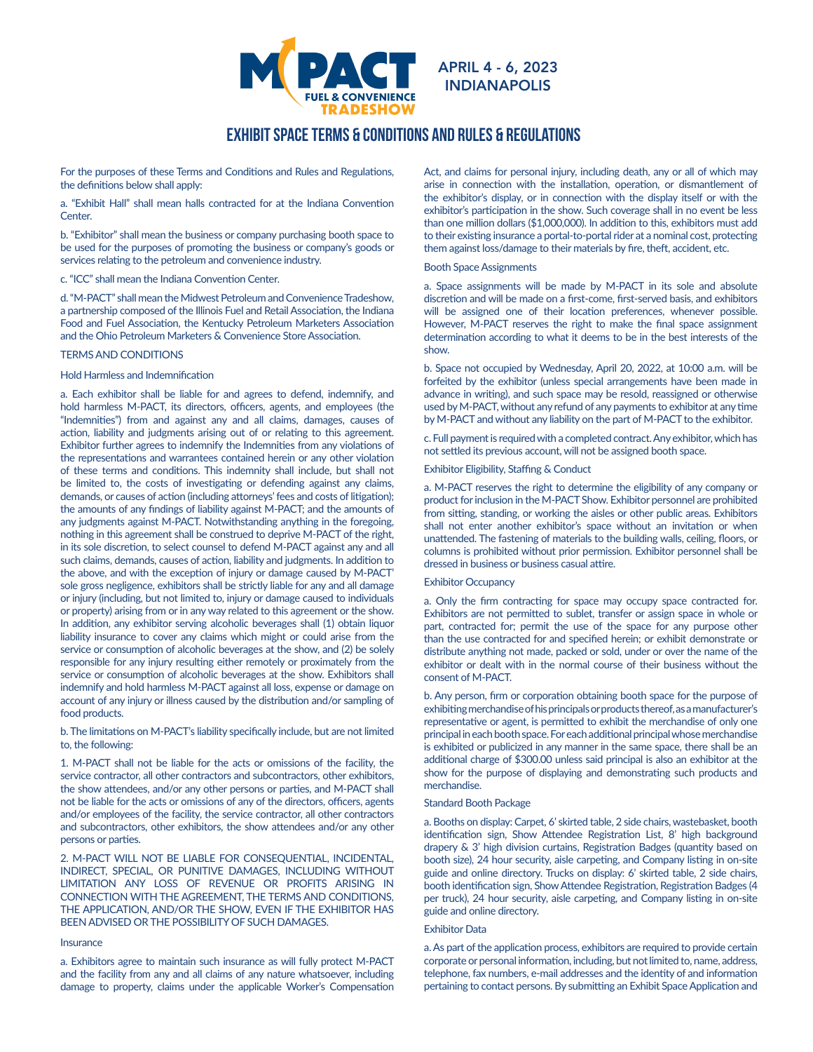# M-PACT FUEL & CONVENIENCE TRADESHOW

**APRIL 4 - 6, 2023**
**INDIANAPOLIS**

## EXHIBIT SPACE TERMS & CONDITIONS AND RULES & REGULATIONS

For the purposes of these Terms and Conditions and Rules and Regulations, the definitions below shall apply:

a. "Exhibit Hall" shall mean halls contracted for at the Indiana Convention Center.

b. "Exhibitor" shall mean the business or company purchasing booth space to be used for the purposes of promoting the business or company's goods or services relating to the petroleum and convenience industry.

c. "ICC" shall mean the Indiana Convention Center.

d. "M-PACT" shall mean the Midwest Petroleum and Convenience Tradeshow, a partnership composed of the Illinois Fuel and Retail Association, the Indiana Food and Fuel Association, the Kentucky Petroleum Marketers Association and the Ohio Petroleum Marketers & Convenience Store Association.

### TERMS AND CONDITIONS

#### Hold Harmless and Indemnification

a. Each exhibitor shall be liable for and agrees to defend, indemnify, and hold harmless M-PACT, its directors, officers, agents, and employees (the "Indemnities") from and against any and all claims, damages, causes of action, liability and judgments arising out of or relating to this agreement. Exhibitor further agrees to indemnify the Indemnities from any violations of the representations and warrantees contained herein or any other violation of these terms and conditions. This indemnity shall include, but shall not be limited to, the costs of investigating or defending against any claims, demands, or causes of action (including attorneys' fees and costs of litigation); the amounts of any findings of liability against M-PACT; and the amounts of any judgments against M-PACT. Notwithstanding anything in the foregoing, nothing in this agreement shall be construed to deprive M-PACT of the right, in its sole discretion, to select counsel to defend M-PACT against any and all such claims, demands, causes of action, liability and judgments. In addition to the above, and with the exception of injury or damage caused by M-PACT' sole gross negligence, exhibitors shall be strictly liable for any and all damage or injury (including, but not limited to, injury or damage caused to individuals or property) arising from or in any way related to this agreement or the show. In addition, any exhibitor serving alcoholic beverages shall (1) obtain liquor liability insurance to cover any claims which might or could arise from the service or consumption of alcoholic beverages at the show, and (2) be solely responsible for any injury resulting either remotely or proximately from the service or consumption of alcoholic beverages at the show. Exhibitors shall indemnify and hold harmless M-PACT against all loss, expense or damage on account of any injury or illness caused by the distribution and/or sampling of food products.

b. The limitations on M-PACT's liability specifically include, but are not limited to, the following:

1. M-PACT shall not be liable for the acts or omissions of the facility, the service contractor, all other contractors and subcontractors, other exhibitors, the show attendees, and/or any other persons or parties, and M-PACT shall not be liable for the acts or omissions of any of the directors, officers, agents and/or employees of the facility, the service contractor, all other contractors and subcontractors, other exhibitors, the show attendees and/or any other persons or parties.

2. M-PACT WILL NOT BE LIABLE FOR CONSEQUENTIAL, INCIDENTAL, INDIRECT, SPECIAL, OR PUNITIVE DAMAGES, INCLUDING WITHOUT LIMITATION ANY LOSS OF REVENUE OR PROFITS ARISING IN CONNECTION WITH THE AGREEMENT, THE TERMS AND CONDITIONS, THE APPLICATION, AND/OR THE SHOW, EVEN IF THE EXHIBITOR HAS BEEN ADVISED OR THE POSSIBILITY OF SUCH DAMAGES.

#### Insurance

a. Exhibitors agree to maintain such insurance as will fully protect M-PACT and the facility from any and all claims of any nature whatsoever, including damage to property, claims under the applicable Worker's Compensation Act, and claims for personal injury, including death, any or all of which may arise in connection with the installation, operation, or dismantlement of the exhibitor's display, or in connection with the display itself or with the exhibitor's participation in the show. Such coverage shall in no event be less than one million dollars ($1,000,000). In addition to this, exhibitors must add to their existing insurance a portal-to-portal rider at a nominal cost, protecting them against loss/damage to their materials by fire, theft, accident, etc.

#### Booth Space Assignments

a. Space assignments will be made by M-PACT in its sole and absolute discretion and will be made on a first-come, first-served basis, and exhibitors will be assigned one of their location preferences, whenever possible. However, M-PACT reserves the right to make the final space assignment determination according to what it deems to be in the best interests of the show.

b. Space not occupied by Wednesday, April 20, 2022, at 10:00 a.m. will be forfeited by the exhibitor (unless special arrangements have been made in advance in writing), and such space may be resold, reassigned or otherwise used by M-PACT, without any refund of any payments to exhibitor at any time by M-PACT and without any liability on the part of M-PACT to the exhibitor.

c. Full payment is required with a completed contract. Any exhibitor, which has not settled its previous account, will not be assigned booth space.

#### Exhibitor Eligibility, Staffing & Conduct

a. M-PACT reserves the right to determine the eligibility of any company or product for inclusion in the M-PACT Show. Exhibitor personnel are prohibited from sitting, standing, or working the aisles or other public areas. Exhibitors shall not enter another exhibitor's space without an invitation or when unattended. The fastening of materials to the building walls, ceiling, floors, or columns is prohibited without prior permission. Exhibitor personnel shall be dressed in business or business casual attire.

#### Exhibitor Occupancy

a. Only the firm contracting for space may occupy space contracted for. Exhibitors are not permitted to sublet, transfer or assign space in whole or part, contracted for; permit the use of the space for any purpose other than the use contracted for and specified herein; or exhibit demonstrate or distribute anything not made, packed or sold, under or over the name of the exhibitor or dealt with in the normal course of their business without the consent of M-PACT.

b. Any person, firm or corporation obtaining booth space for the purpose of exhibiting merchandise of his principals or products thereof, as a manufacturer's representative or agent, is permitted to exhibit the merchandise of only one principal in each booth space. For each additional principal whose merchandise is exhibited or publicized in any manner in the same space, there shall be an additional charge of $300.00 unless said principal is also an exhibitor at the show for the purpose of displaying and demonstrating such products and merchandise.

#### Standard Booth Package

a. Booths on display: Carpet, 6' skirted table, 2 side chairs, wastebasket, booth identification sign, Show Attendee Registration List, 8' high background drapery & 3' high division curtains, Registration Badges (quantity based on booth size), 24 hour security, aisle carpeting, and Company listing in on-site guide and online directory. Trucks on display: 6' skirted table, 2 side chairs, booth identification sign, Show Attendee Registration, Registration Badges (4 per truck), 24 hour security, aisle carpeting, and Company listing in on-site guide and online directory.

#### Exhibitor Data

a. As part of the application process, exhibitors are required to provide certain corporate or personal information, including, but not limited to, name, address, telephone, fax numbers, e-mail addresses and the identity of and information pertaining to contact persons. By submitting an Exhibit Space Application and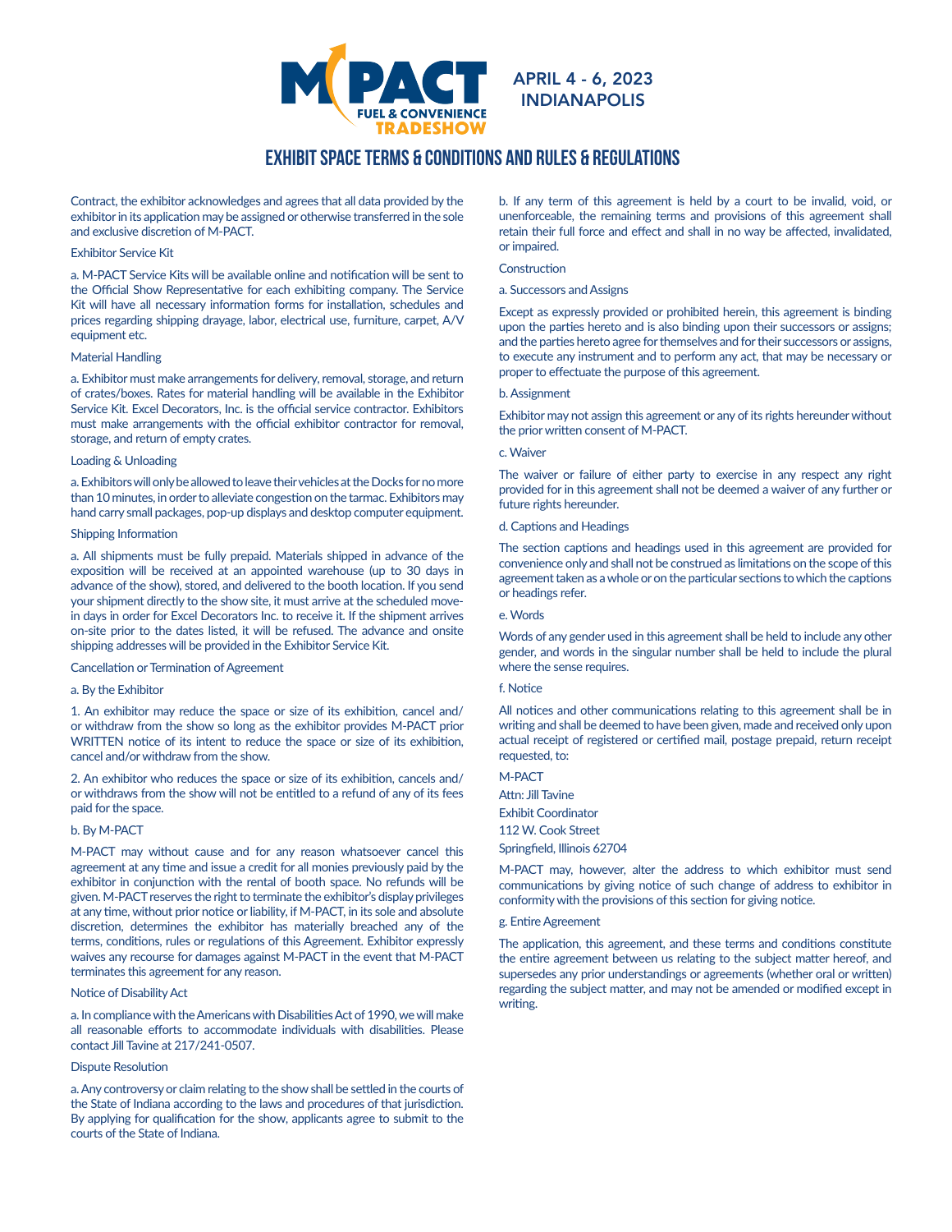M-PACT FUEL & CONVENIENCE TRADESHOW

APRIL 4 - 6, 2023
INDIANAPOLIS

# EXHIBIT SPACE TERMS & CONDITIONS AND RULES & REGULATIONS

Contract, the exhibitor acknowledges and agrees that all data provided by the exhibitor in its application may be assigned or otherwise transferred in the sole and exclusive discretion of M-PACT.

Exhibitor Service Kit

a. M-PACT Service Kits will be available online and notification will be sent to the Official Show Representative for each exhibiting company. The Service Kit will have all necessary information forms for installation, schedules and prices regarding shipping drayage, labor, electrical use, furniture, carpet, A/V equipment etc.

Material Handling

a. Exhibitor must make arrangements for delivery, removal, storage, and return of crates/boxes. Rates for material handling will be available in the Exhibitor Service Kit. Excel Decorators, Inc. is the official service contractor. Exhibitors must make arrangements with the official exhibitor contractor for removal, storage, and return of empty crates.

Loading & Unloading

a. Exhibitors will only be allowed to leave their vehicles at the Docks for no more than 10 minutes, in order to alleviate congestion on the tarmac. Exhibitors may hand carry small packages, pop-up displays and desktop computer equipment.

Shipping Information

a. All shipments must be fully prepaid. Materials shipped in advance of the exposition will be received at an appointed warehouse (up to 30 days in advance of the show), stored, and delivered to the booth location. If you send your shipment directly to the show site, it must arrive at the scheduled move-in days in order for Excel Decorators Inc. to receive it. If the shipment arrives on-site prior to the dates listed, it will be refused. The advance and onsite shipping addresses will be provided in the Exhibitor Service Kit.

Cancellation or Termination of Agreement

a. By the Exhibitor

1. An exhibitor may reduce the space or size of its exhibition, cancel and/or withdraw from the show so long as the exhibitor provides M-PACT prior WRITTEN notice of its intent to reduce the space or size of its exhibition, cancel and/or withdraw from the show.

2. An exhibitor who reduces the space or size of its exhibition, cancels and/or withdraws from the show will not be entitled to a refund of any of its fees paid for the space.

b. By M-PACT

M-PACT may without cause and for any reason whatsoever cancel this agreement at any time and issue a credit for all monies previously paid by the exhibitor in conjunction with the rental of booth space. No refunds will be given. M-PACT reserves the right to terminate the exhibitor's display privileges at any time, without prior notice or liability, if M-PACT, in its sole and absolute discretion, determines the exhibitor has materially breached any of the terms, conditions, rules or regulations of this Agreement. Exhibitor expressly waives any recourse for damages against M-PACT in the event that M-PACT terminates this agreement for any reason.

Notice of Disability Act

a. In compliance with the Americans with Disabilities Act of 1990, we will make all reasonable efforts to accommodate individuals with disabilities. Please contact Jill Tavine at 217/241-0507.

Dispute Resolution

a. Any controversy or claim relating to the show shall be settled in the courts of the State of Indiana according to the laws and procedures of that jurisdiction. By applying for qualification for the show, applicants agree to submit to the courts of the State of Indiana.

b. If any term of this agreement is held by a court to be invalid, void, or unenforceable, the remaining terms and provisions of this agreement shall retain their full force and effect and shall in no way be affected, invalidated, or impaired.

Construction

a. Successors and Assigns

Except as expressly provided or prohibited herein, this agreement is binding upon the parties hereto and is also binding upon their successors or assigns; and the parties hereto agree for themselves and for their successors or assigns, to execute any instrument and to perform any act, that may be necessary or proper to effectuate the purpose of this agreement.

b. Assignment

Exhibitor may not assign this agreement or any of its rights hereunder without the prior written consent of M-PACT.

c. Waiver

The waiver or failure of either party to exercise in any respect any right provided for in this agreement shall not be deemed a waiver of any further or future rights hereunder.

d. Captions and Headings

The section captions and headings used in this agreement are provided for convenience only and shall not be construed as limitations on the scope of this agreement taken as a whole or on the particular sections to which the captions or headings refer.

e. Words

Words of any gender used in this agreement shall be held to include any other gender, and words in the singular number shall be held to include the plural where the sense requires.

f. Notice

All notices and other communications relating to this agreement shall be in writing and shall be deemed to have been given, made and received only upon actual receipt of registered or certified mail, postage prepaid, return receipt requested, to:

M-PACT
Attn: Jill Tavine
Exhibit Coordinator
112 W. Cook Street
Springfield, Illinois 62704

M-PACT may, however, alter the address to which exhibitor must send communications by giving notice of such change of address to exhibitor in conformity with the provisions of this section for giving notice.

g. Entire Agreement

The application, this agreement, and these terms and conditions constitute the entire agreement between us relating to the subject matter hereof, and supersedes any prior understandings or agreements (whether oral or written) regarding the subject matter, and may not be amended or modified except in writing.